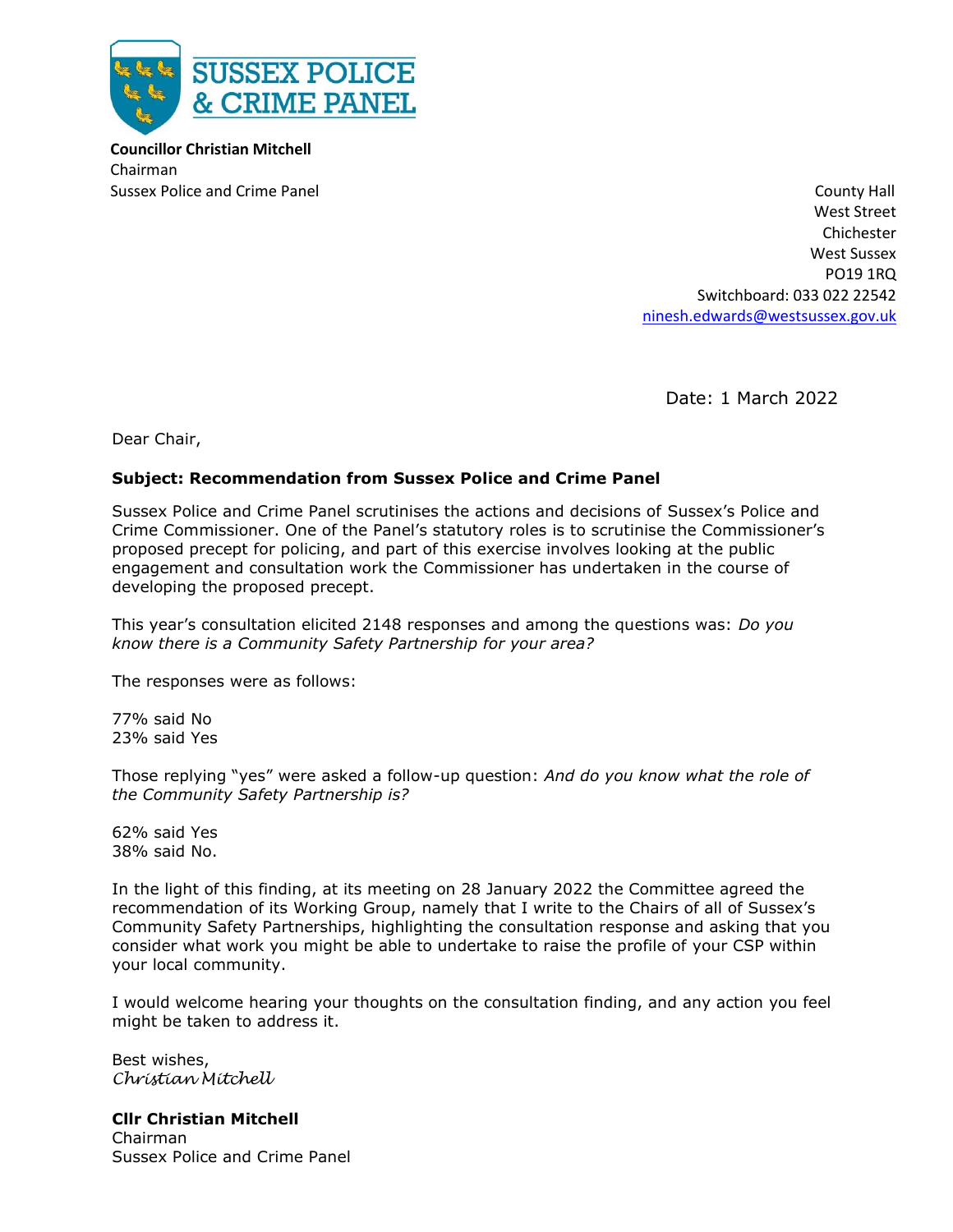SUSSEX POLICE & CRIME PANEL

**Councillor Christian Mitchell**
Chairman
Sussex Police and Crime Panel

County Hall
West Street
Chichester
West Sussex
PO19 1RQ
Switchboard: 033 022 22542
ninesh.edwards@westsussex.gov.uk

Date: 1 March 2022

Dear Chair,

**Subject: Recommendation from Sussex Police and Crime Panel**

Sussex Police and Crime Panel scrutinises the actions and decisions of Sussex's Police and Crime Commissioner. One of the Panel's statutory roles is to scrutinise the Commissioner's proposed precept for policing, and part of this exercise involves looking at the public engagement and consultation work the Commissioner has undertaken in the course of developing the proposed precept.

This year's consultation elicited 2148 responses and among the questions was: *Do you know there is a Community Safety Partnership for your area?*

The responses were as follows:

77% said No
23% said Yes

Those replying "yes" were asked a follow-up question: *And do you know what the role of the Community Safety Partnership is?*

62% said Yes
38% said No.

In the light of this finding, at its meeting on 28 January 2022 the Committee agreed the recommendation of its Working Group, namely that I write to the Chairs of all of Sussex's Community Safety Partnerships, highlighting the consultation response and asking that you consider what work you might be able to undertake to raise the profile of your CSP within your local community.

I would welcome hearing your thoughts on the consultation finding, and any action you feel might be taken to address it.

Best wishes,
*Christian Mitchell*

**Cllr Christian Mitchell**
Chairman
Sussex Police and Crime Panel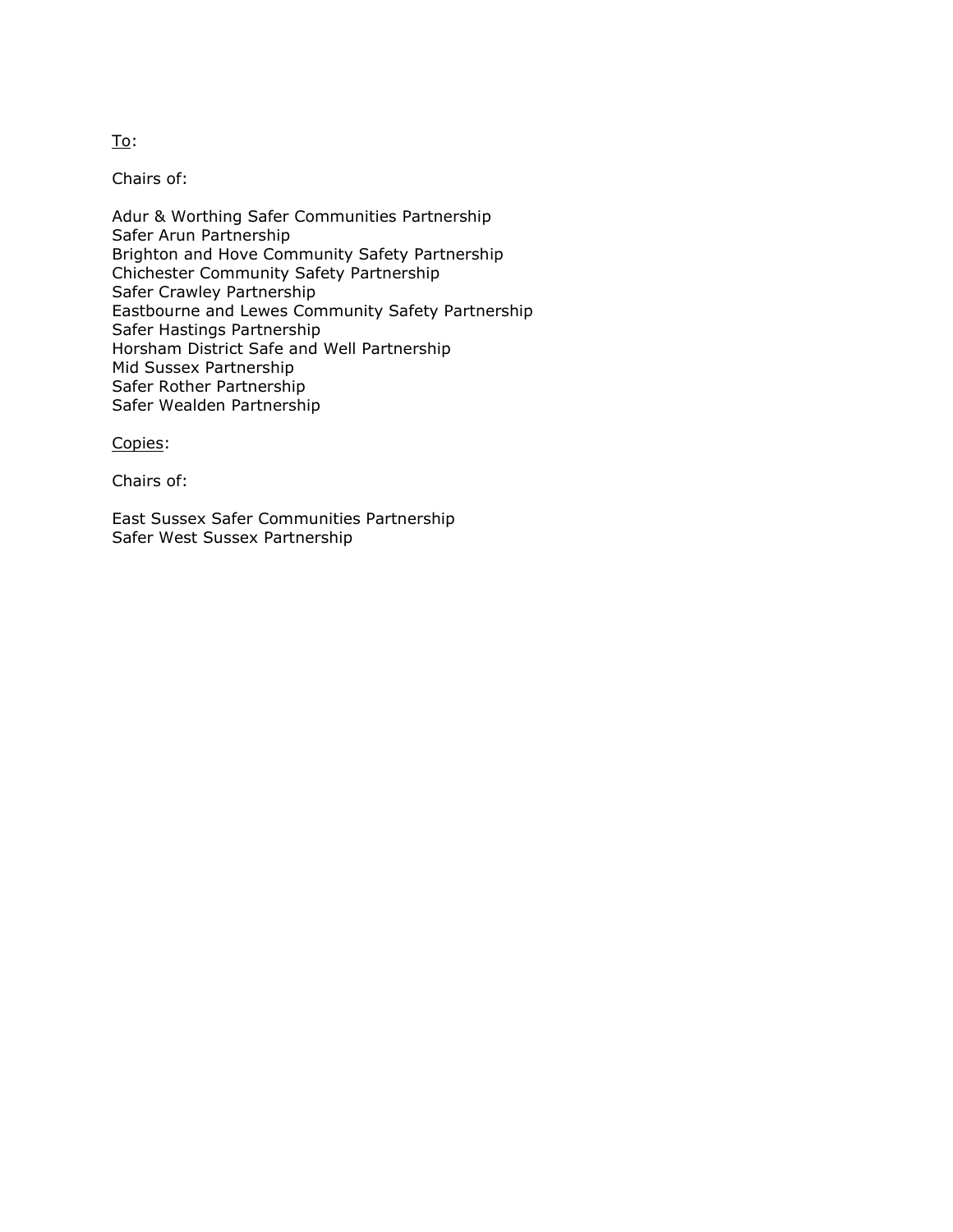To:

Chairs of:

Adur & Worthing Safer Communities Partnership
Safer Arun Partnership
Brighton and Hove Community Safety Partnership
Chichester Community Safety Partnership
Safer Crawley Partnership
Eastbourne and Lewes Community Safety Partnership
Safer Hastings Partnership
Horsham District Safe and Well Partnership
Mid Sussex Partnership
Safer Rother Partnership
Safer Wealden Partnership

Copies:

Chairs of:

East Sussex Safer Communities Partnership
Safer West Sussex Partnership